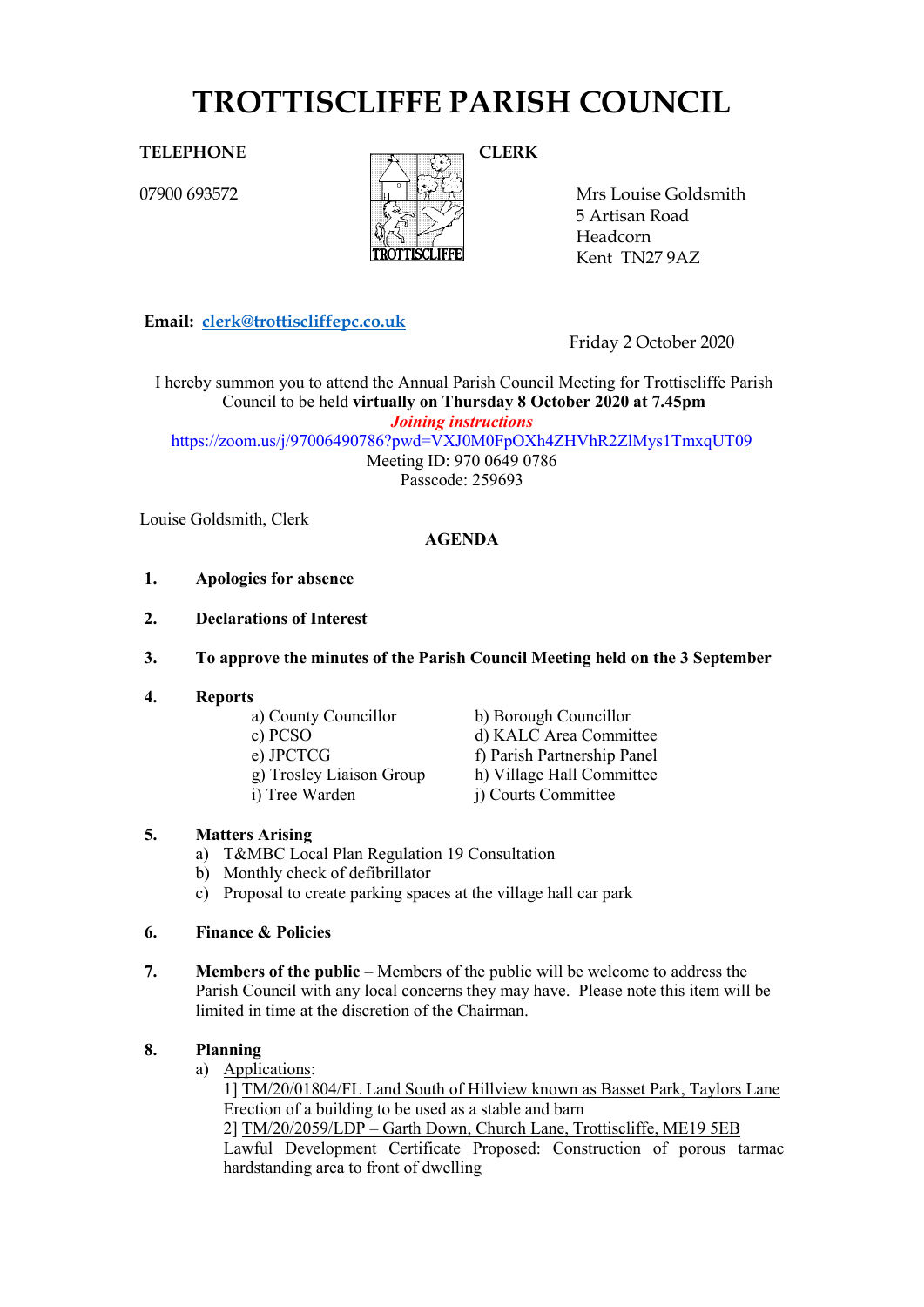# TROTTISCLIFFE PARISH COUNCIL

**TELEPHONE**

07900 693572

**CLERK**

Mrs Louise Goldsmith
5 Artisan Road
Headcorn
Kent TN27 9AZ

**Email:** clerk@trottiscliffepc.co.uk

Friday 2 October 2020

I hereby summon you to attend the Annual Parish Council Meeting for Trottiscliffe Parish Council to be held **virtually on Thursday 8 October 2020 at 7.45pm**

***Joining instructions***

https://zoom.us/j/97006490786?pwd=VXJ0M0FpOXh4ZHVhR2ZlMys1TmxqUT09

Meeting ID: 970 0649 0786

Passcode: 259693

Louise Goldsmith, Clerk

**AGENDA**

1. **Apologies for absence**

2. **Declarations of Interest**

3. **To approve the minutes of the Parish Council Meeting held on the 3 September**

4. **Reports**
   - a) County Councillor
   - b) Borough Councillor
   - c) PCSO
   - d) KALC Area Committee
   - e) JPCTCG
   - f) Parish Partnership Panel
   - g) Trosley Liaison Group
   - h) Village Hall Committee
   - i) Tree Warden
   - j) Courts Committee

5. **Matters Arising**
   - a) T&MBC Local Plan Regulation 19 Consultation
   - b) Monthly check of defibrillator
   - c) Proposal to create parking spaces at the village hall car park

6. **Finance & Policies**

7. **Members of the public** – Members of the public will be welcome to address the Parish Council with any local concerns they may have. Please note this item will be limited in time at the discretion of the Chairman.

8. **Planning**
   - a) Applications:
     
     1] TM/20/01804/FL Land South of Hillview known as Basset Park, Taylors Lane
     Erection of a building to be used as a stable and barn
     
     2] TM/20/2059/LDP – Garth Down, Church Lane, Trottiscliffe, ME19 5EB
     Lawful Development Certificate Proposed: Construction of porous tarmac hardstanding area to front of dwelling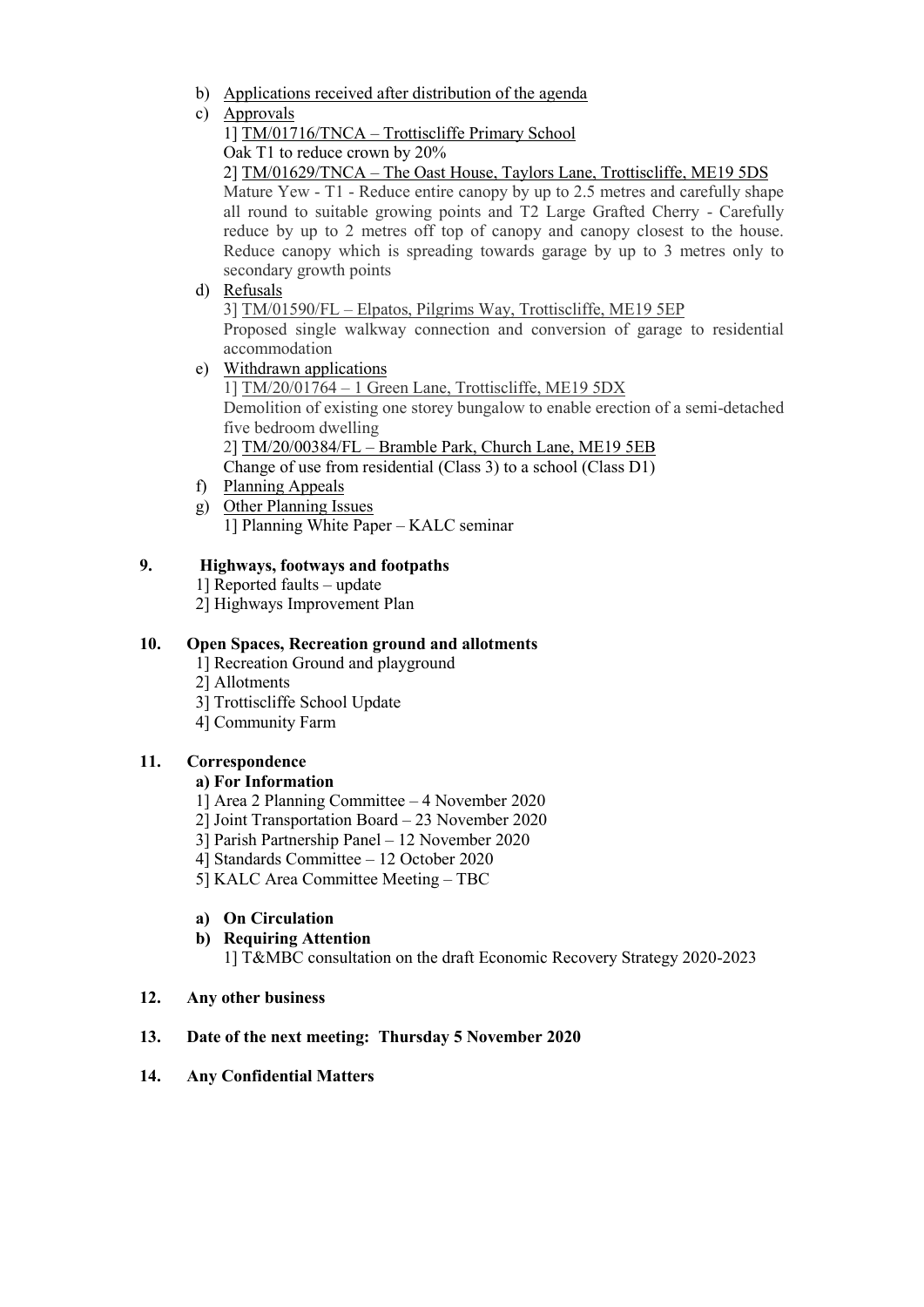b) Applications received after distribution of the agenda

c) Approvals

1] TM/01716/TNCA – Trottiscliffe Primary School
Oak T1 to reduce crown by 20%

2] TM/01629/TNCA – The Oast House, Taylors Lane, Trottiscliffe, ME19 5DS
Mature Yew - T1 - Reduce entire canopy by up to 2.5 metres and carefully shape all round to suitable growing points and T2 Large Grafted Cherry - Carefully reduce by up to 2 metres off top of canopy and canopy closest to the house. Reduce canopy which is spreading towards garage by up to 3 metres only to secondary growth points

d) Refusals

3] TM/01590/FL – Elpatos, Pilgrims Way, Trottiscliffe, ME19 5EP
Proposed single walkway connection and conversion of garage to residential accommodation

e) Withdrawn applications

1] TM/20/01764 – 1 Green Lane, Trottiscliffe, ME19 5DX
Demolition of existing one storey bungalow to enable erection of a semi-detached five bedroom dwelling

2] TM/20/00384/FL – Bramble Park, Church Lane, ME19 5EB
Change of use from residential (Class 3) to a school (Class D1)

f) Planning Appeals

g) Other Planning Issues

1] Planning White Paper – KALC seminar

**9. Highways, footways and footpaths**

1] Reported faults – update
2] Highways Improvement Plan

**10. Open Spaces, Recreation ground and allotments**

1] Recreation Ground and playground
2] Allotments
3] Trottiscliffe School Update
4] Community Farm

**11. Correspondence**

**a) For Information**

1] Area 2 Planning Committee – 4 November 2020
2] Joint Transportation Board – 23 November 2020
3] Parish Partnership Panel – 12 November 2020
4] Standards Committee – 12 October 2020
5] KALC Area Committee Meeting – TBC

**a) On Circulation**

**b) Requiring Attention**

1] T&MBC consultation on the draft Economic Recovery Strategy 2020-2023

**12. Any other business**

**13. Date of the next meeting: Thursday 5 November 2020**

**14. Any Confidential Matters**